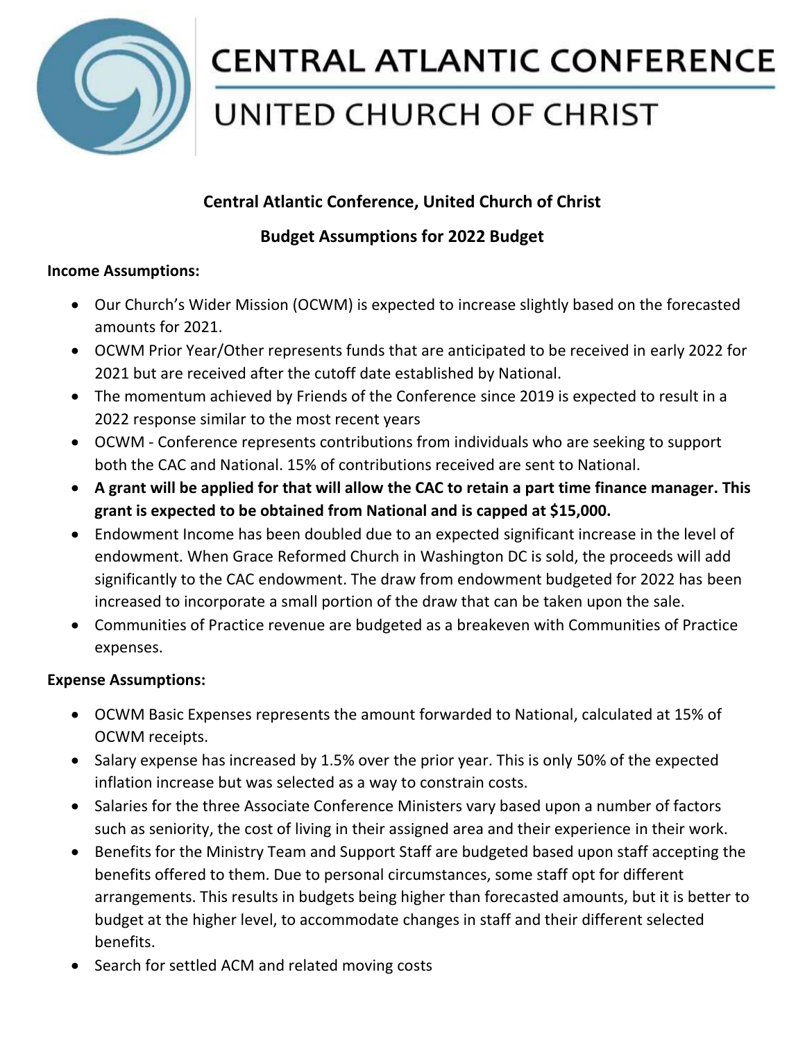# CENTRAL ATLANTIC CONFERENCE

# UNITED CHURCH OF CHRIST

**Central Atlantic Conference, United Church of Christ**

**Budget Assumptions for 2022 Budget**

**Income Assumptions:**

- Our Church's Wider Mission (OCWM) is expected to increase slightly based on the forecasted amounts for 2021.
- OCWM Prior Year/Other represents funds that are anticipated to be received in early 2022 for 2021 but are received after the cutoff date established by National.
- The momentum achieved by Friends of the Conference since 2019 is expected to result in a 2022 response similar to the most recent years
- OCWM - Conference represents contributions from individuals who are seeking to support both the CAC and National. 15% of contributions received are sent to National.
- **A grant will be applied for that will allow the CAC to retain a part time finance manager. This grant is expected to be obtained from National and is capped at $15,000.**
- Endowment Income has been doubled due to an expected significant increase in the level of endowment. When Grace Reformed Church in Washington DC is sold, the proceeds will add significantly to the CAC endowment. The draw from endowment budgeted for 2022 has been increased to incorporate a small portion of the draw that can be taken upon the sale.
- Communities of Practice revenue are budgeted as a breakeven with Communities of Practice expenses.

**Expense Assumptions:**

- OCWM Basic Expenses represents the amount forwarded to National, calculated at 15% of OCWM receipts.
- Salary expense has increased by 1.5% over the prior year. This is only 50% of the expected inflation increase but was selected as a way to constrain costs.
- Salaries for the three Associate Conference Ministers vary based upon a number of factors such as seniority, the cost of living in their assigned area and their experience in their work.
- Benefits for the Ministry Team and Support Staff are budgeted based upon staff accepting the benefits offered to them. Due to personal circumstances, some staff opt for different arrangements. This results in budgets being higher than forecasted amounts, but it is better to budget at the higher level, to accommodate changes in staff and their different selected benefits.
- Search for settled ACM and related moving costs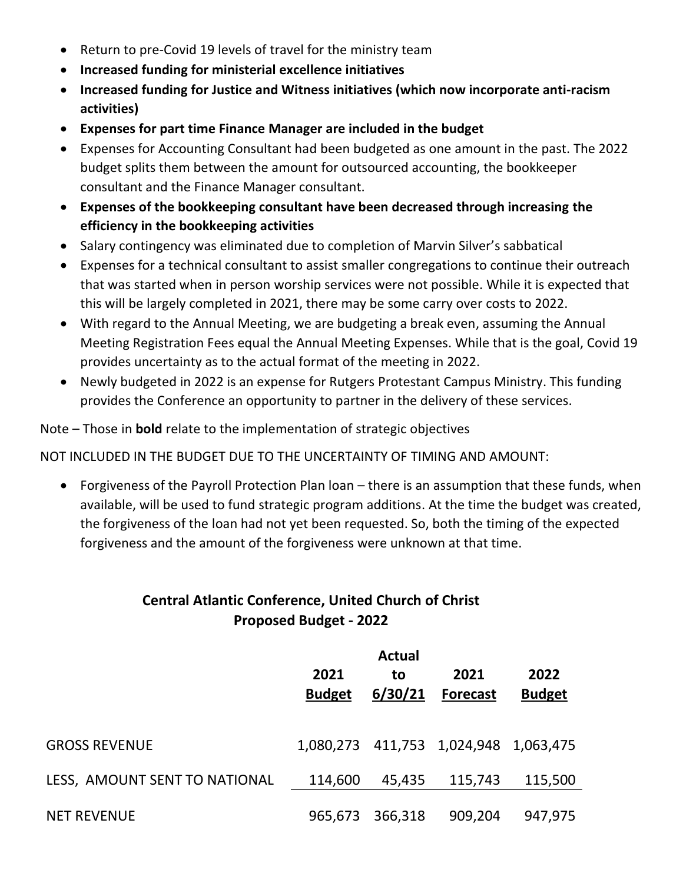- Return to pre-Covid 19 levels of travel for the ministry team
- **Increased funding for ministerial excellence initiatives**
- **Increased funding for Justice and Witness initiatives (which now incorporate anti-racism activities)**
- **Expenses for part time Finance Manager are included in the budget**
- Expenses for Accounting Consultant had been budgeted as one amount in the past. The 2022 budget splits them between the amount for outsourced accounting, the bookkeeper consultant and the Finance Manager consultant.
- **Expenses of the bookkeeping consultant have been decreased through increasing the efficiency in the bookkeeping activities**
- Salary contingency was eliminated due to completion of Marvin Silver's sabbatical
- Expenses for a technical consultant to assist smaller congregations to continue their outreach that was started when in person worship services were not possible. While it is expected that this will be largely completed in 2021, there may be some carry over costs to 2022.
- With regard to the Annual Meeting, we are budgeting a break even, assuming the Annual Meeting Registration Fees equal the Annual Meeting Expenses. While that is the goal, Covid 19 provides uncertainty as to the actual format of the meeting in 2022.
- Newly budgeted in 2022 is an expense for Rutgers Protestant Campus Ministry. This funding provides the Conference an opportunity to partner in the delivery of these services.

Note – Those in **bold** relate to the implementation of strategic objectives

NOT INCLUDED IN THE BUDGET DUE TO THE UNCERTAINTY OF TIMING AND AMOUNT:

- Forgiveness of the Payroll Protection Plan loan – there is an assumption that these funds, when available, will be used to fund strategic program additions. At the time the budget was created, the forgiveness of the loan had not yet been requested. So, both the timing of the expected forgiveness and the amount of the forgiveness were unknown at that time.

## Central Atlantic Conference, United Church of Christ
## Proposed Budget - 2022

| | 2021 Budget | Actual to 6/30/21 | 2021 Forecast | 2022 Budget |
|---|---|---|---|---|
| GROSS REVENUE | 1,080,273 | 411,753 | 1,024,948 | 1,063,475 |
| LESS, AMOUNT SENT TO NATIONAL | 114,600 | 45,435 | 115,743 | 115,500 |
| NET REVENUE | 965,673 | 366,318 | 909,204 | 947,975 |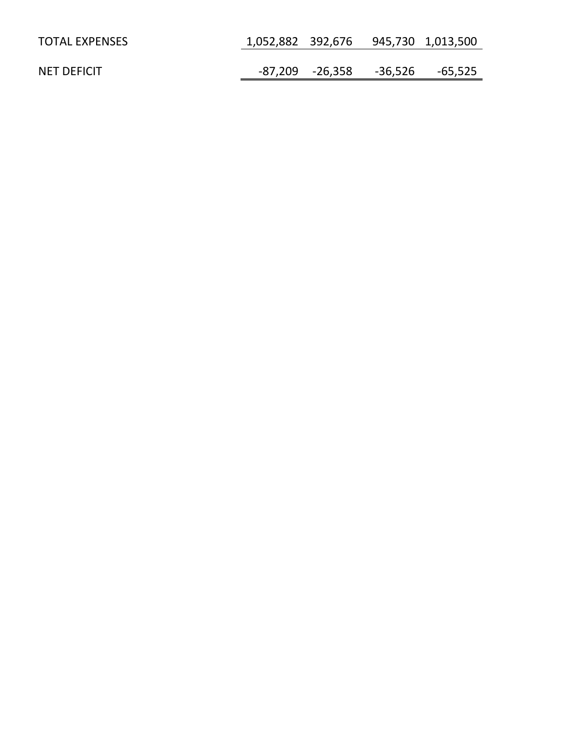| | | | | |
|---|---|---|---|---|
| TOTAL EXPENSES | 1,052,882 | 392,676 | 945,730 | 1,013,500 |
| NET DEFICIT | -87,209 | -26,358 | -36,526 | -65,525 |